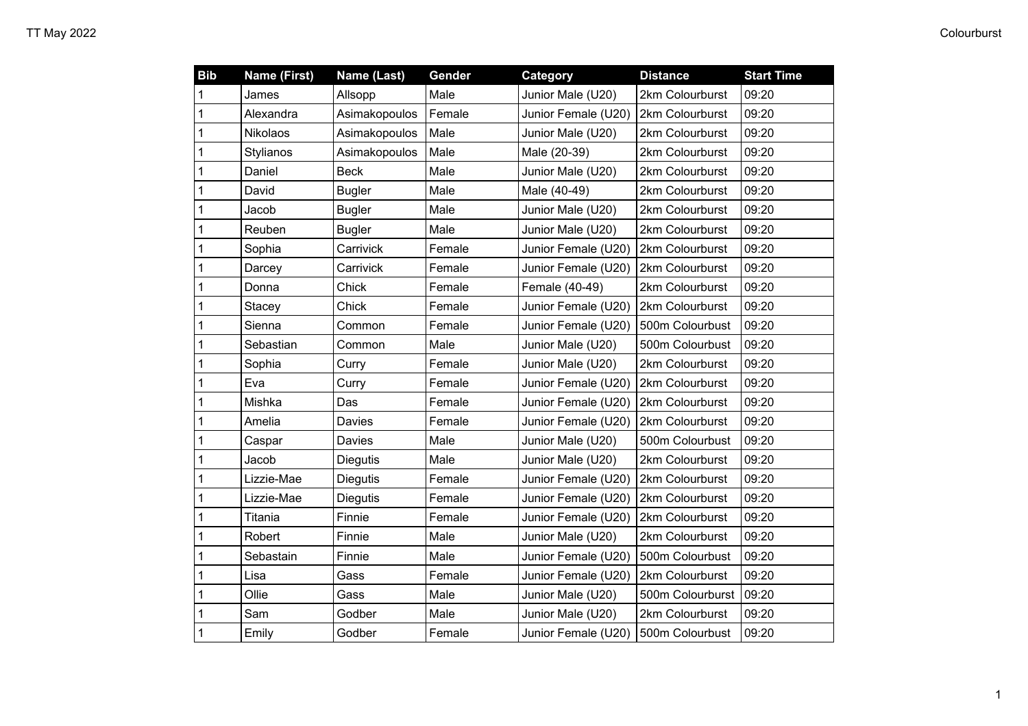| Bib | Name (First) | Name (Last) | Gender | Category | Distance | Start Time |
|---|---|---|---|---|---|---|
| 1 | James | Allsopp | Male | Junior Male (U20) | 2km Colourburst | 09:20 |
| 1 | Alexandra | Asimakopoulos | Female | Junior Female (U20) | 2km Colourburst | 09:20 |
| 1 | Nikolaos | Asimakopoulos | Male | Junior Male (U20) | 2km Colourburst | 09:20 |
| 1 | Stylianos | Asimakopoulos | Male | Male (20-39) | 2km Colourburst | 09:20 |
| 1 | Daniel | Beck | Male | Junior Male (U20) | 2km Colourburst | 09:20 |
| 1 | David | Bugler | Male | Male (40-49) | 2km Colourburst | 09:20 |
| 1 | Jacob | Bugler | Male | Junior Male (U20) | 2km Colourburst | 09:20 |
| 1 | Reuben | Bugler | Male | Junior Male (U20) | 2km Colourburst | 09:20 |
| 1 | Sophia | Carrivick | Female | Junior Female (U20) | 2km Colourburst | 09:20 |
| 1 | Darcey | Carrivick | Female | Junior Female (U20) | 2km Colourburst | 09:20 |
| 1 | Donna | Chick | Female | Female (40-49) | 2km Colourburst | 09:20 |
| 1 | Stacey | Chick | Female | Junior Female (U20) | 2km Colourburst | 09:20 |
| 1 | Sienna | Common | Female | Junior Female (U20) | 500m Colourbust | 09:20 |
| 1 | Sebastian | Common | Male | Junior Male (U20) | 500m Colourbust | 09:20 |
| 1 | Sophia | Curry | Female | Junior Male (U20) | 2km Colourburst | 09:20 |
| 1 | Eva | Curry | Female | Junior Female (U20) | 2km Colourburst | 09:20 |
| 1 | Mishka | Das | Female | Junior Female (U20) | 2km Colourburst | 09:20 |
| 1 | Amelia | Davies | Female | Junior Female (U20) | 2km Colourburst | 09:20 |
| 1 | Caspar | Davies | Male | Junior Male (U20) | 500m Colourbust | 09:20 |
| 1 | Jacob | Diegutis | Male | Junior Male (U20) | 2km Colourburst | 09:20 |
| 1 | Lizzie-Mae | Diegutis | Female | Junior Female (U20) | 2km Colourburst | 09:20 |
| 1 | Lizzie-Mae | Diegutis | Female | Junior Female (U20) | 2km Colourburst | 09:20 |
| 1 | Titania | Finnie | Female | Junior Female (U20) | 2km Colourburst | 09:20 |
| 1 | Robert | Finnie | Male | Junior Male (U20) | 2km Colourburst | 09:20 |
| 1 | Sebastain | Finnie | Male | Junior Female (U20) | 500m Colourbust | 09:20 |
| 1 | Lisa | Gass | Female | Junior Female (U20) | 2km Colourburst | 09:20 |
| 1 | Ollie | Gass | Male | Junior Male (U20) | 500m Colourburst | 09:20 |
| 1 | Sam | Godber | Male | Junior Male (U20) | 2km Colourburst | 09:20 |
| 1 | Emily | Godber | Female | Junior Female (U20) | 500m Colourbust | 09:20 |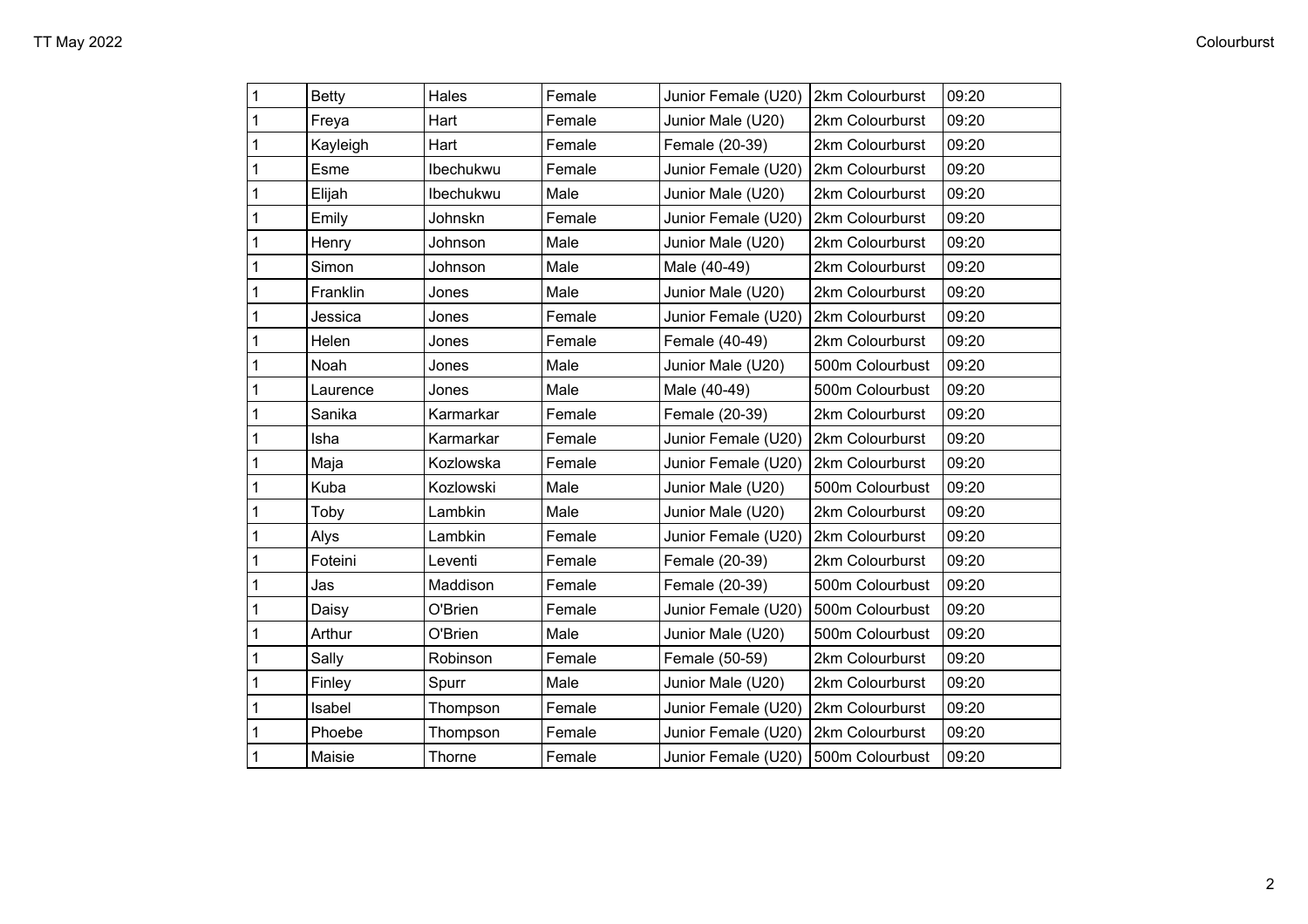| | | | | | | |
|---|---|---|---|---|---|---|
| 1 | Betty | Hales | Female | Junior Female (U20) | 2km Colourburst | 09:20 |
| 1 | Freya | Hart | Female | Junior Male (U20) | 2km Colourburst | 09:20 |
| 1 | Kayleigh | Hart | Female | Female (20-39) | 2km Colourburst | 09:20 |
| 1 | Esme | Ibechukwu | Female | Junior Female (U20) | 2km Colourburst | 09:20 |
| 1 | Elijah | Ibechukwu | Male | Junior Male (U20) | 2km Colourburst | 09:20 |
| 1 | Emily | Johnskn | Female | Junior Female (U20) | 2km Colourburst | 09:20 |
| 1 | Henry | Johnson | Male | Junior Male (U20) | 2km Colourburst | 09:20 |
| 1 | Simon | Johnson | Male | Male (40-49) | 2km Colourburst | 09:20 |
| 1 | Franklin | Jones | Male | Junior Male (U20) | 2km Colourburst | 09:20 |
| 1 | Jessica | Jones | Female | Junior Female (U20) | 2km Colourburst | 09:20 |
| 1 | Helen | Jones | Female | Female (40-49) | 2km Colourburst | 09:20 |
| 1 | Noah | Jones | Male | Junior Male (U20) | 500m Colourbust | 09:20 |
| 1 | Laurence | Jones | Male | Male (40-49) | 500m Colourbust | 09:20 |
| 1 | Sanika | Karmarkar | Female | Female (20-39) | 2km Colourburst | 09:20 |
| 1 | Isha | Karmarkar | Female | Junior Female (U20) | 2km Colourburst | 09:20 |
| 1 | Maja | Kozlowska | Female | Junior Female (U20) | 2km Colourburst | 09:20 |
| 1 | Kuba | Kozlowski | Male | Junior Male (U20) | 500m Colourbust | 09:20 |
| 1 | Toby | Lambkin | Male | Junior Male (U20) | 2km Colourburst | 09:20 |
| 1 | Alys | Lambkin | Female | Junior Female (U20) | 2km Colourburst | 09:20 |
| 1 | Foteini | Leventi | Female | Female (20-39) | 2km Colourburst | 09:20 |
| 1 | Jas | Maddison | Female | Female (20-39) | 500m Colourbust | 09:20 |
| 1 | Daisy | O'Brien | Female | Junior Female (U20) | 500m Colourbust | 09:20 |
| 1 | Arthur | O'Brien | Male | Junior Male (U20) | 500m Colourbust | 09:20 |
| 1 | Sally | Robinson | Female | Female (50-59) | 2km Colourburst | 09:20 |
| 1 | Finley | Spurr | Male | Junior Male (U20) | 2km Colourburst | 09:20 |
| 1 | Isabel | Thompson | Female | Junior Female (U20) | 2km Colourburst | 09:20 |
| 1 | Phoebe | Thompson | Female | Junior Female (U20) | 2km Colourburst | 09:20 |
| 1 | Maisie | Thorne | Female | Junior Female (U20) | 500m Colourbust | 09:20 |